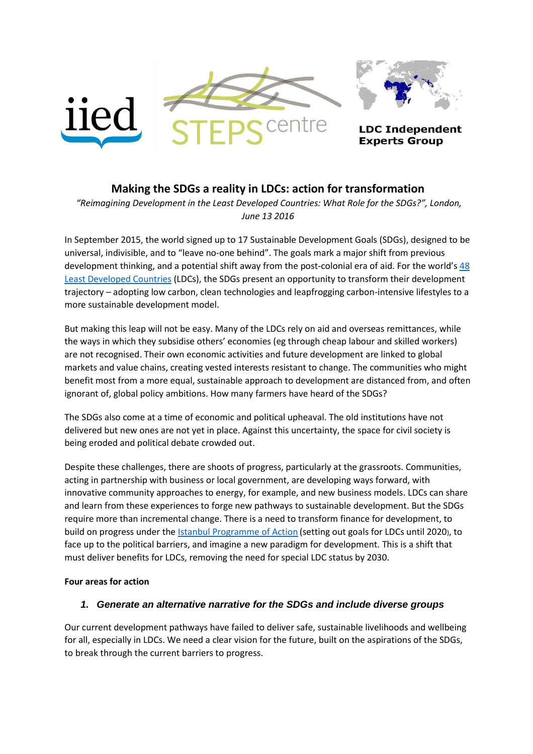iied

STEPS centre

LDC Independent Experts Group

# Making the SDGs a reality in LDCs: action for transformation

*"Reimagining Development in the Least Developed Countries: What Role for the SDGs?", London, June 13 2016*

In September 2015, the world signed up to 17 Sustainable Development Goals (SDGs), designed to be universal, indivisible, and to "leave no-one behind". The goals mark a major shift from previous development thinking, and a potential shift away from the post-colonial era of aid. For the world's 48 Least Developed Countries (LDCs), the SDGs present an opportunity to transform their development trajectory – adopting low carbon, clean technologies and leapfrogging carbon-intensive lifestyles to a more sustainable development model.

But making this leap will not be easy. Many of the LDCs rely on aid and overseas remittances, while the ways in which they subsidise others' economies (eg through cheap labour and skilled workers) are not recognised. Their own economic activities and future development are linked to global markets and value chains, creating vested interests resistant to change. The communities who might benefit most from a more equal, sustainable approach to development are distanced from, and often ignorant of, global policy ambitions. How many farmers have heard of the SDGs?

The SDGs also come at a time of economic and political upheaval. The old institutions have not delivered but new ones are not yet in place. Against this uncertainty, the space for civil society is being eroded and political debate crowded out.

Despite these challenges, there are shoots of progress, particularly at the grassroots. Communities, acting in partnership with business or local government, are developing ways forward, with innovative community approaches to energy, for example, and new business models. LDCs can share and learn from these experiences to forge new pathways to sustainable development. But the SDGs require more than incremental change. There is a need to transform finance for development, to build on progress under the Istanbul Programme of Action (setting out goals for LDCs until 2020), to face up to the political barriers, and imagine a new paradigm for development. This is a shift that must deliver benefits for LDCs, removing the need for special LDC status by 2030.

**Four areas for action**

### *1. Generate an alternative narrative for the SDGs and include diverse groups*

Our current development pathways have failed to deliver safe, sustainable livelihoods and wellbeing for all, especially in LDCs. We need a clear vision for the future, built on the aspirations of the SDGs, to break through the current barriers to progress.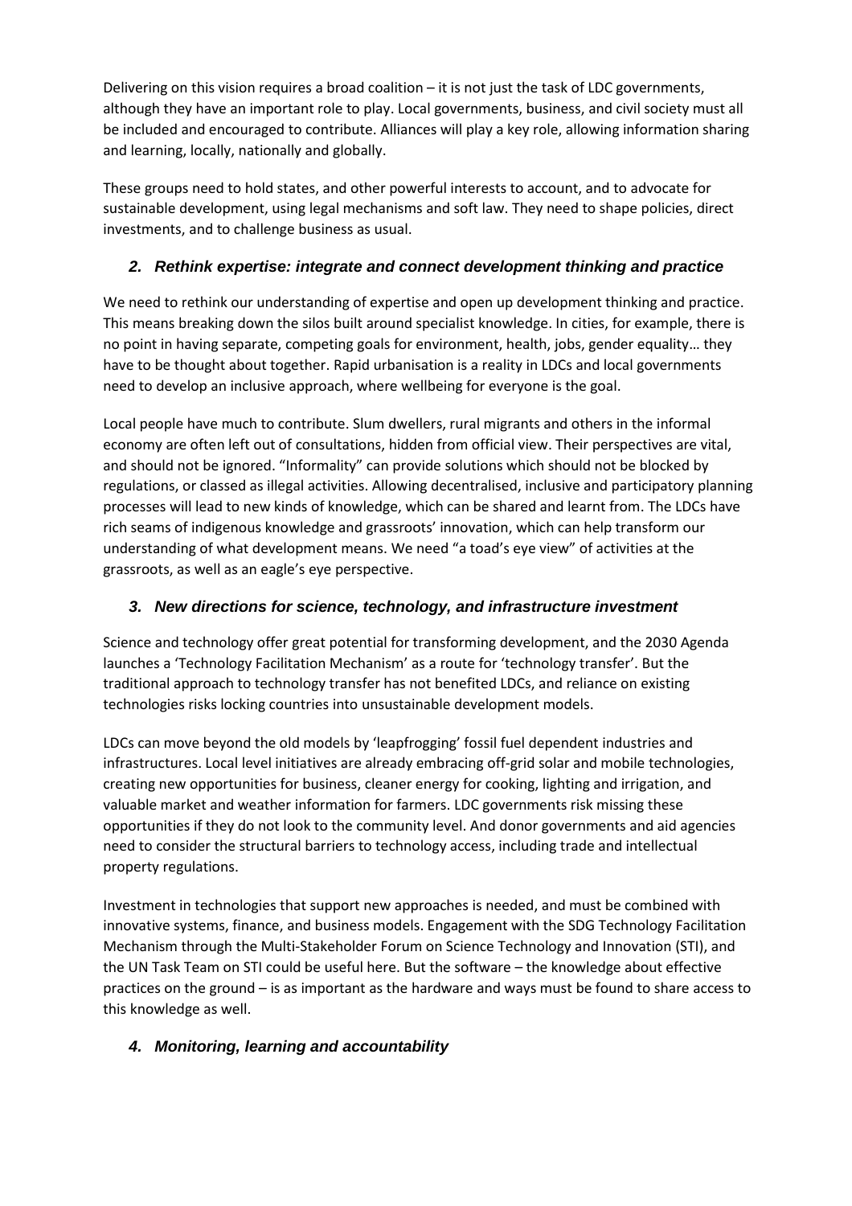Delivering on this vision requires a broad coalition – it is not just the task of LDC governments, although they have an important role to play. Local governments, business, and civil society must all be included and encouraged to contribute. Alliances will play a key role, allowing information sharing and learning, locally, nationally and globally.

These groups need to hold states, and other powerful interests to account, and to advocate for sustainable development, using legal mechanisms and soft law. They need to shape policies, direct investments, and to challenge business as usual.

### *2. Rethink expertise: integrate and connect development thinking and practice*

We need to rethink our understanding of expertise and open up development thinking and practice. This means breaking down the silos built around specialist knowledge. In cities, for example, there is no point in having separate, competing goals for environment, health, jobs, gender equality… they have to be thought about together. Rapid urbanisation is a reality in LDCs and local governments need to develop an inclusive approach, where wellbeing for everyone is the goal.

Local people have much to contribute. Slum dwellers, rural migrants and others in the informal economy are often left out of consultations, hidden from official view. Their perspectives are vital, and should not be ignored. "Informality" can provide solutions which should not be blocked by regulations, or classed as illegal activities. Allowing decentralised, inclusive and participatory planning processes will lead to new kinds of knowledge, which can be shared and learnt from. The LDCs have rich seams of indigenous knowledge and grassroots' innovation, which can help transform our understanding of what development means. We need "a toad's eye view" of activities at the grassroots, as well as an eagle's eye perspective.

### *3. New directions for science, technology, and infrastructure investment*

Science and technology offer great potential for transforming development, and the 2030 Agenda launches a 'Technology Facilitation Mechanism' as a route for 'technology transfer'. But the traditional approach to technology transfer has not benefited LDCs, and reliance on existing technologies risks locking countries into unsustainable development models.

LDCs can move beyond the old models by 'leapfrogging' fossil fuel dependent industries and infrastructures. Local level initiatives are already embracing off-grid solar and mobile technologies, creating new opportunities for business, cleaner energy for cooking, lighting and irrigation, and valuable market and weather information for farmers. LDC governments risk missing these opportunities if they do not look to the community level. And donor governments and aid agencies need to consider the structural barriers to technology access, including trade and intellectual property regulations.

Investment in technologies that support new approaches is needed, and must be combined with innovative systems, finance, and business models. Engagement with the SDG Technology Facilitation Mechanism through the Multi-Stakeholder Forum on Science Technology and Innovation (STI), and the UN Task Team on STI could be useful here. But the software – the knowledge about effective practices on the ground – is as important as the hardware and ways must be found to share access to this knowledge as well.

### *4. Monitoring, learning and accountability*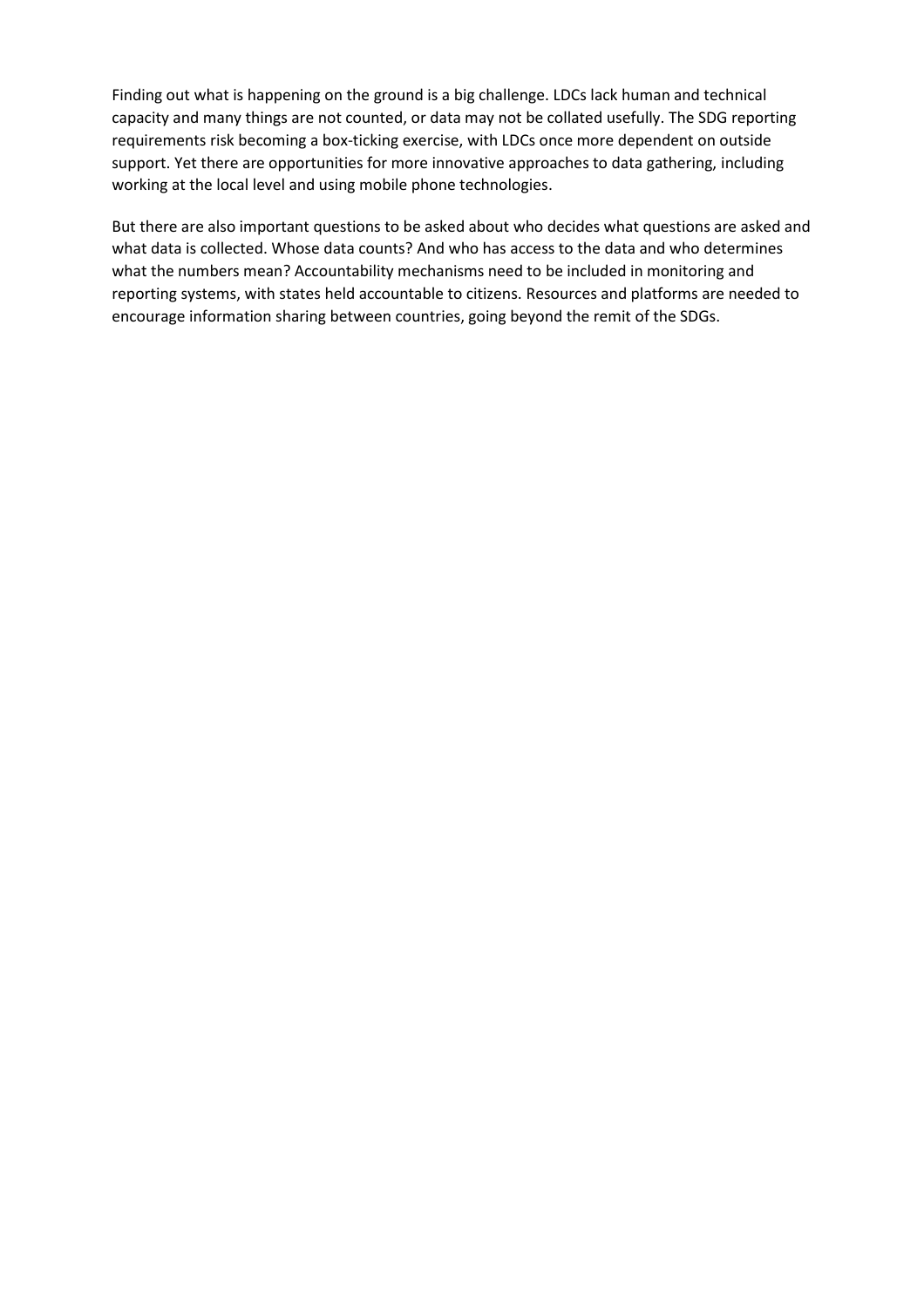Finding out what is happening on the ground is a big challenge. LDCs lack human and technical capacity and many things are not counted, or data may not be collated usefully. The SDG reporting requirements risk becoming a box-ticking exercise, with LDCs once more dependent on outside support. Yet there are opportunities for more innovative approaches to data gathering, including working at the local level and using mobile phone technologies.

But there are also important questions to be asked about who decides what questions are asked and what data is collected. Whose data counts? And who has access to the data and who determines what the numbers mean? Accountability mechanisms need to be included in monitoring and reporting systems, with states held accountable to citizens. Resources and platforms are needed to encourage information sharing between countries, going beyond the remit of the SDGs.